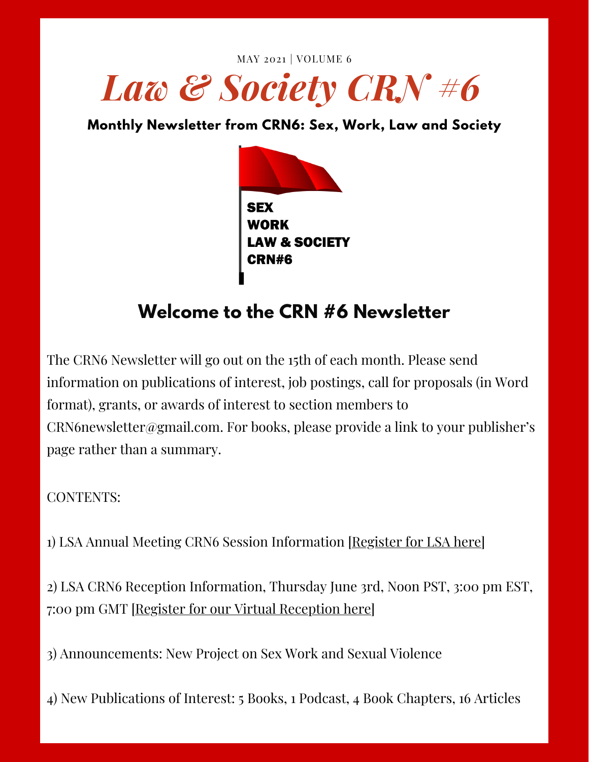MAY 2021 | VOLUME 6

# *Law & Society CRN #6*

**Monthly Newsletter from CRN6: Sex, Work, Law and Society**

SEX
WORK
LAW & SOCIETY
CRN#6

## Welcome to the CRN #6 Newsletter

The CRN6 Newsletter will go out on the 15th of each month. Please send information on publications of interest, job postings, call for proposals (in Word format), grants, or awards of interest to section members to CRN6newsletter@gmail.com. For books, please provide a link to your publisher's page rather than a summary.

CONTENTS:

1) LSA Annual Meeting CRN6 Session Information [Register for LSA here]

2) LSA CRN6 Reception Information, Thursday June 3rd, Noon PST, 3:00 pm EST, 7:00 pm GMT [Register for our Virtual Reception here]

3) Announcements: New Project on Sex Work and Sexual Violence

4) New Publications of Interest: 5 Books, 1 Podcast, 4 Book Chapters, 16 Articles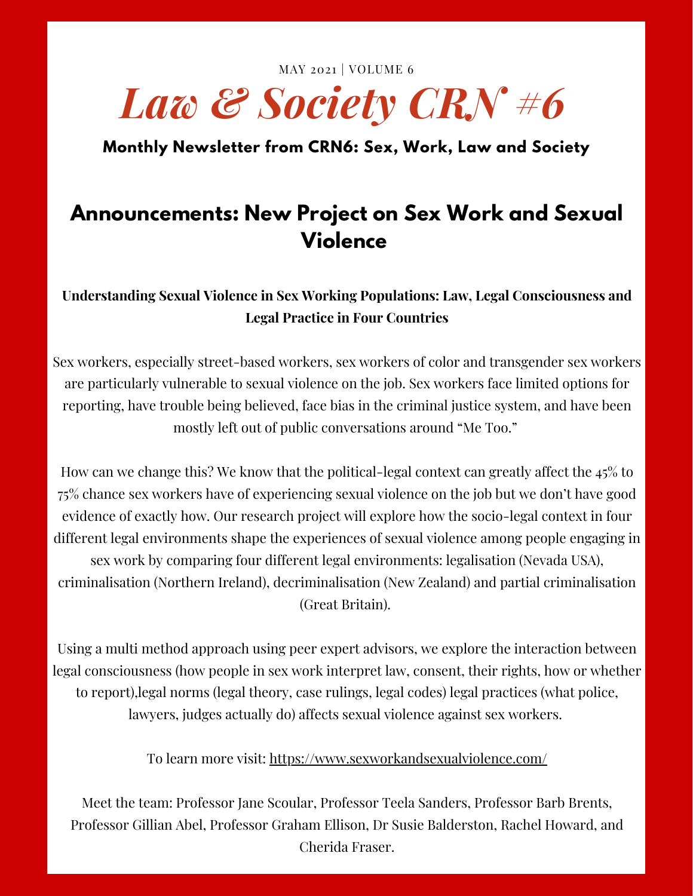MAY 2021 | VOLUME 6

# *Law & Society CRN #6*

**Monthly Newsletter from CRN6: Sex, Work, Law and Society**

## Announcements: New Project on Sex Work and Sexual Violence

**Understanding Sexual Violence in Sex Working Populations: Law, Legal Consciousness and Legal Practice in Four Countries**

Sex workers, especially street-based workers, sex workers of color and transgender sex workers are particularly vulnerable to sexual violence on the job. Sex workers face limited options for reporting, have trouble being believed, face bias in the criminal justice system, and have been mostly left out of public conversations around "Me Too."

How can we change this? We know that the political-legal context can greatly affect the 45% to 75% chance sex workers have of experiencing sexual violence on the job but we don't have good evidence of exactly how. Our research project will explore how the socio-legal context in four different legal environments shape the experiences of sexual violence among people engaging in sex work by comparing four different legal environments: legalisation (Nevada USA), criminalisation (Northern Ireland), decriminalisation (New Zealand) and partial criminalisation (Great Britain).

Using a multi method approach using peer expert advisors, we explore the interaction between legal consciousness (how people in sex work interpret law, consent, their rights, how or whether to report),legal norms (legal theory, case rulings, legal codes) legal practices (what police, lawyers, judges actually do) affects sexual violence against sex workers.

To learn more visit: https://www.sexworkandsexualviolence.com/

Meet the team: Professor Jane Scoular, Professor Teela Sanders, Professor Barb Brents, Professor Gillian Abel, Professor Graham Ellison, Dr Susie Balderston, Rachel Howard, and Cherida Fraser.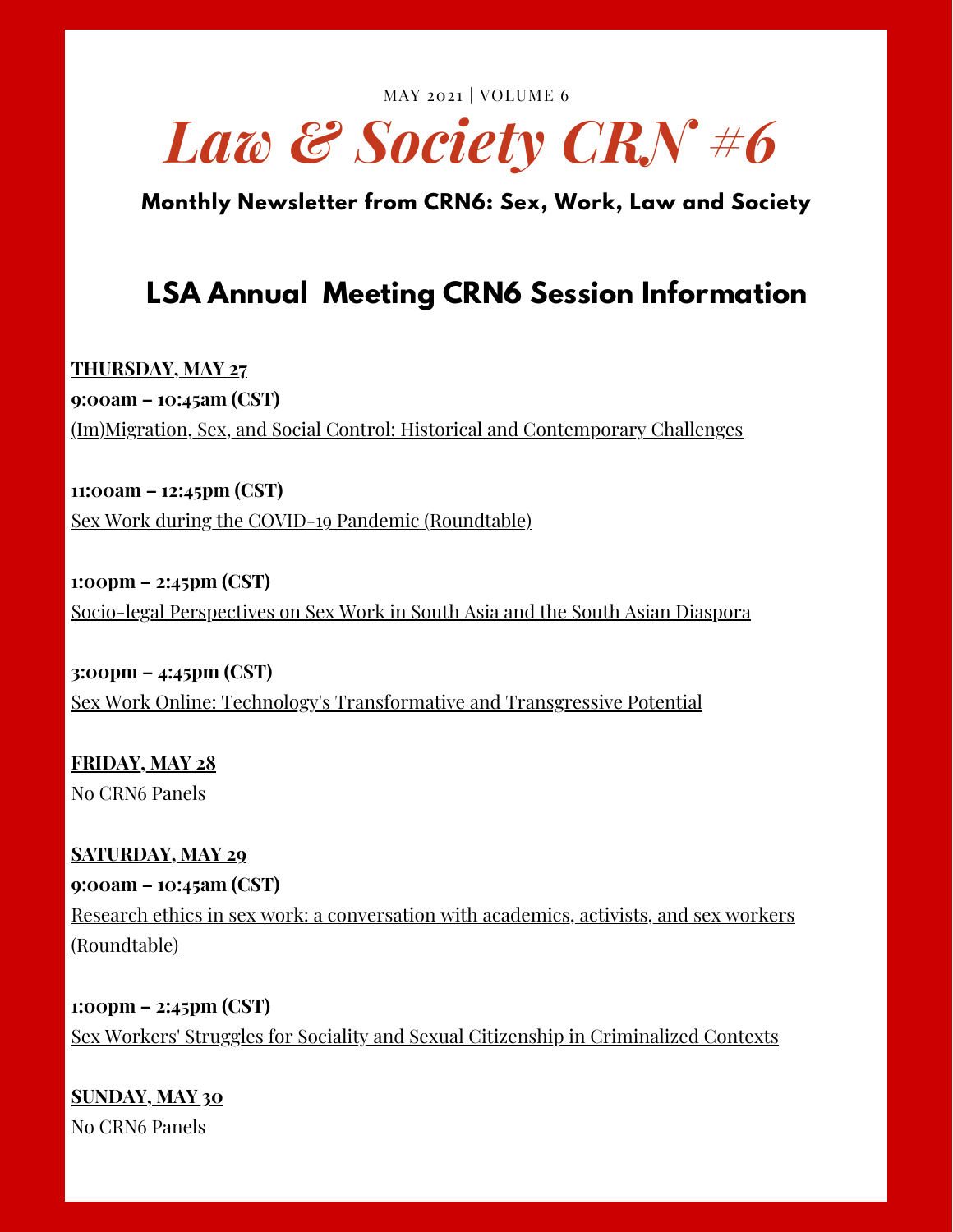MAY 2021 | VOLUME 6

# *Law & Society CRN #6*

**Monthly Newsletter from CRN6: Sex, Work, Law and Society**

## LSA Annual Meeting CRN6 Session Information

**THURSDAY, MAY 27**

**9:00am – 10:45am (CST)**
(Im)Migration, Sex, and Social Control: Historical and Contemporary Challenges

**11:00am – 12:45pm (CST)**
Sex Work during the COVID-19 Pandemic (Roundtable)

**1:00pm – 2:45pm (CST)**
Socio-legal Perspectives on Sex Work in South Asia and the South Asian Diaspora

**3:00pm – 4:45pm (CST)**
Sex Work Online: Technology's Transformative and Transgressive Potential

**FRIDAY, MAY 28**
No CRN6 Panels

**SATURDAY, MAY 29**

**9:00am – 10:45am (CST)**
Research ethics in sex work: a conversation with academics, activists, and sex workers (Roundtable)

**1:00pm – 2:45pm (CST)**
Sex Workers' Struggles for Sociality and Sexual Citizenship in Criminalized Contexts

**SUNDAY, MAY 30**
No CRN6 Panels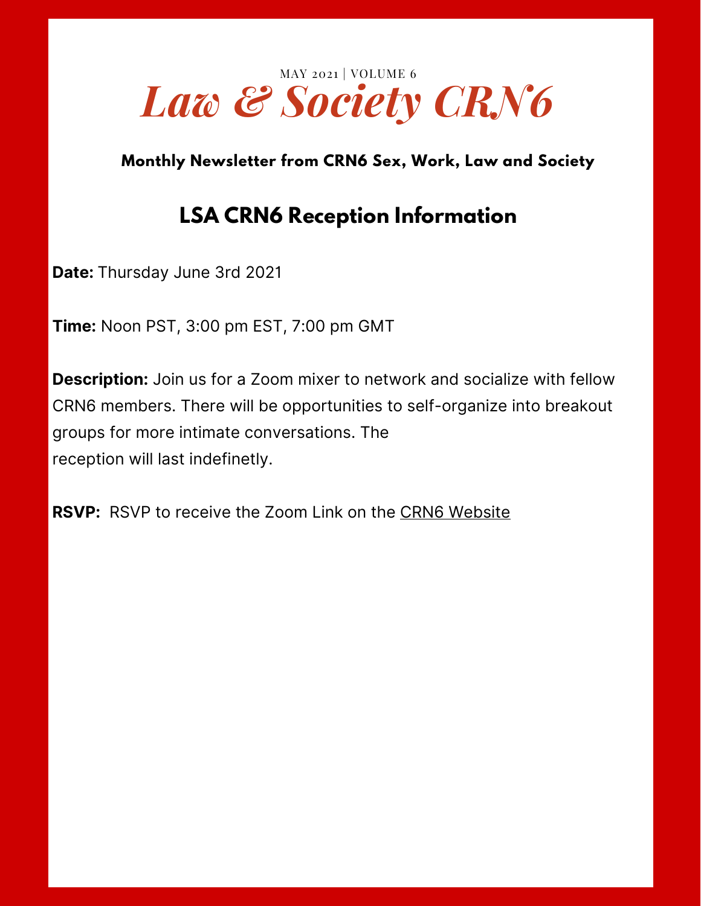MAY 2021 | VOLUME 6

# *Law & Society CRN6*

**Monthly Newsletter from CRN6 Sex, Work, Law and Society**

## LSA CRN6 Reception Information

**Date:** Thursday June 3rd 2021

**Time:** Noon PST, 3:00 pm EST, 7:00 pm GMT

**Description:** Join us for a Zoom mixer to network and socialize with fellow CRN6 members. There will be opportunities to self-organize into breakout groups for more intimate conversations. The reception will last indefinetly.

**RSVP:** RSVP to receive the Zoom Link on the CRN6 Website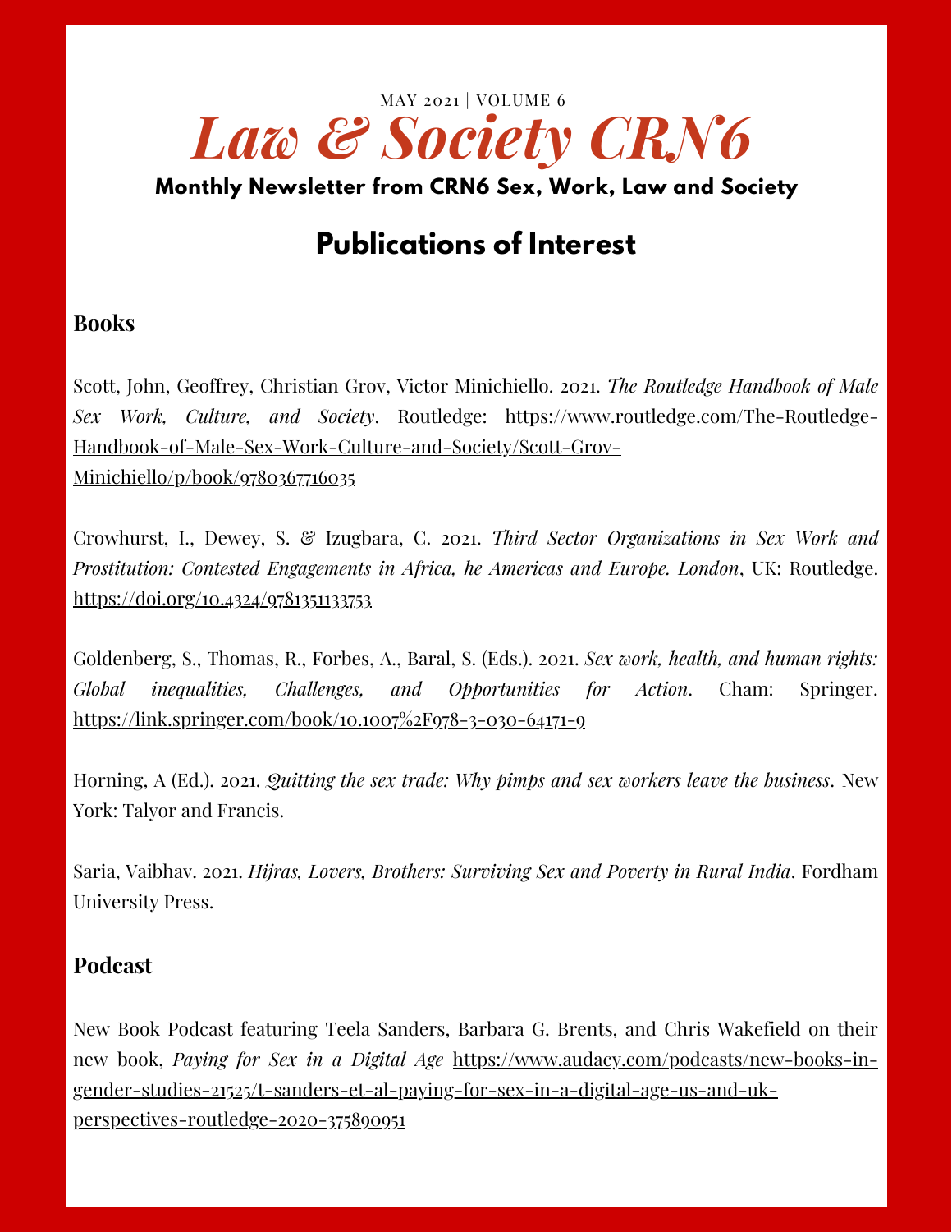MAY 2021 | VOLUME 6

# *Law & Society CRN6*

**Monthly Newsletter from CRN6 Sex, Work, Law and Society**

## Publications of Interest

### Books

Scott, John, Geoffrey, Christian Grov, Victor Minichiello. 2021. *The Routledge Handbook of Male Sex Work, Culture, and Society*. Routledge: https://www.routledge.com/The-Routledge-Handbook-of-Male-Sex-Work-Culture-and-Society/Scott-Grov-Minichiello/p/book/9780367716035

Crowhurst, I., Dewey, S. & Izugbara, C. 2021. *Third Sector Organizations in Sex Work and Prostitution: Contested Engagements in Africa, he Americas and Europe. London*, UK: Routledge. https://doi.org/10.4324/9781351133753

Goldenberg, S., Thomas, R., Forbes, A., Baral, S. (Eds.). 2021. *Sex work, health, and human rights: Global inequalities, Challenges, and Opportunities for Action*. Cham: Springer. https://link.springer.com/book/10.1007%2F978-3-030-64171-9

Horning, A (Ed.). 2021. *Quitting the sex trade: Why pimps and sex workers leave the business*. New York: Talyor and Francis.

Saria, Vaibhav. 2021. *Hijras, Lovers, Brothers: Surviving Sex and Poverty in Rural India*. Fordham University Press.

### Podcast

New Book Podcast featuring Teela Sanders, Barbara G. Brents, and Chris Wakefield on their new book, *Paying for Sex in a Digital Age* https://www.audacy.com/podcasts/new-books-in-gender-studies-21525/t-sanders-et-al-paying-for-sex-in-a-digital-age-us-and-uk-perspectives-routledge-2020-375890951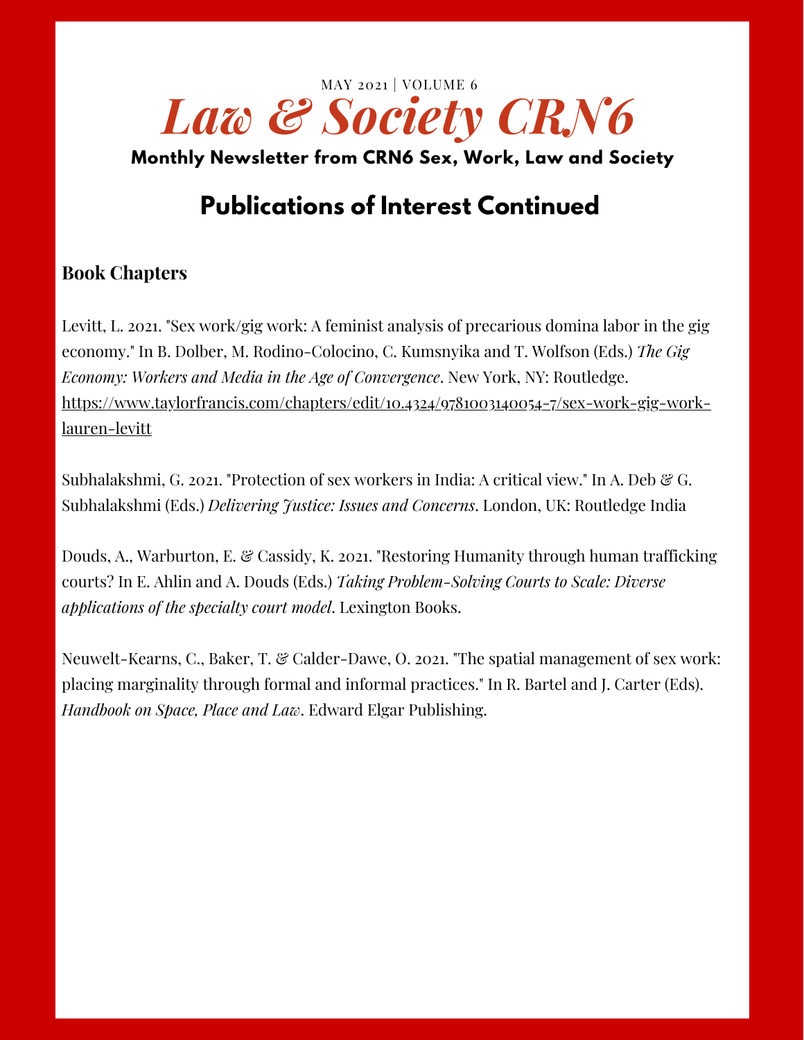# Law & Society CRN6

**Monthly Newsletter from CRN6 Sex, Work, Law and Society**

## Publications of Interest Continued

### Book Chapters

Levitt, L. 2021. "Sex work/gig work: A feminist analysis of precarious domina labor in the gig economy." In B. Dolber, M. Rodino-Colocino, C. Kumsnyika and T. Wolfson (Eds.) *The Gig Economy: Workers and Media in the Age of Convergence*. New York, NY: Routledge. https://www.taylorfrancis.com/chapters/edit/10.4324/9781003140054-7/sex-work-gig-work-lauren-levitt

Subhalakshmi, G. 2021. "Protection of sex workers in India: A critical view." In A. Deb & G. Subhalakshmi (Eds.) *Delivering Justice: Issues and Concerns*. London, UK: Routledge India

Douds, A., Warburton, E. & Cassidy, K. 2021. "Restoring Humanity through human trafficking courts? In E. Ahlin and A. Douds (Eds.) *Taking Problem-Solving Courts to Scale: Diverse applications of the specialty court model*. Lexington Books.

Neuwelt-Kearns, C., Baker, T. & Calder-Dawe, O. 2021. "The spatial management of sex work: placing marginality through formal and informal practices." In R. Bartel and J. Carter (Eds). *Handbook on Space, Place and Law*. Edward Elgar Publishing.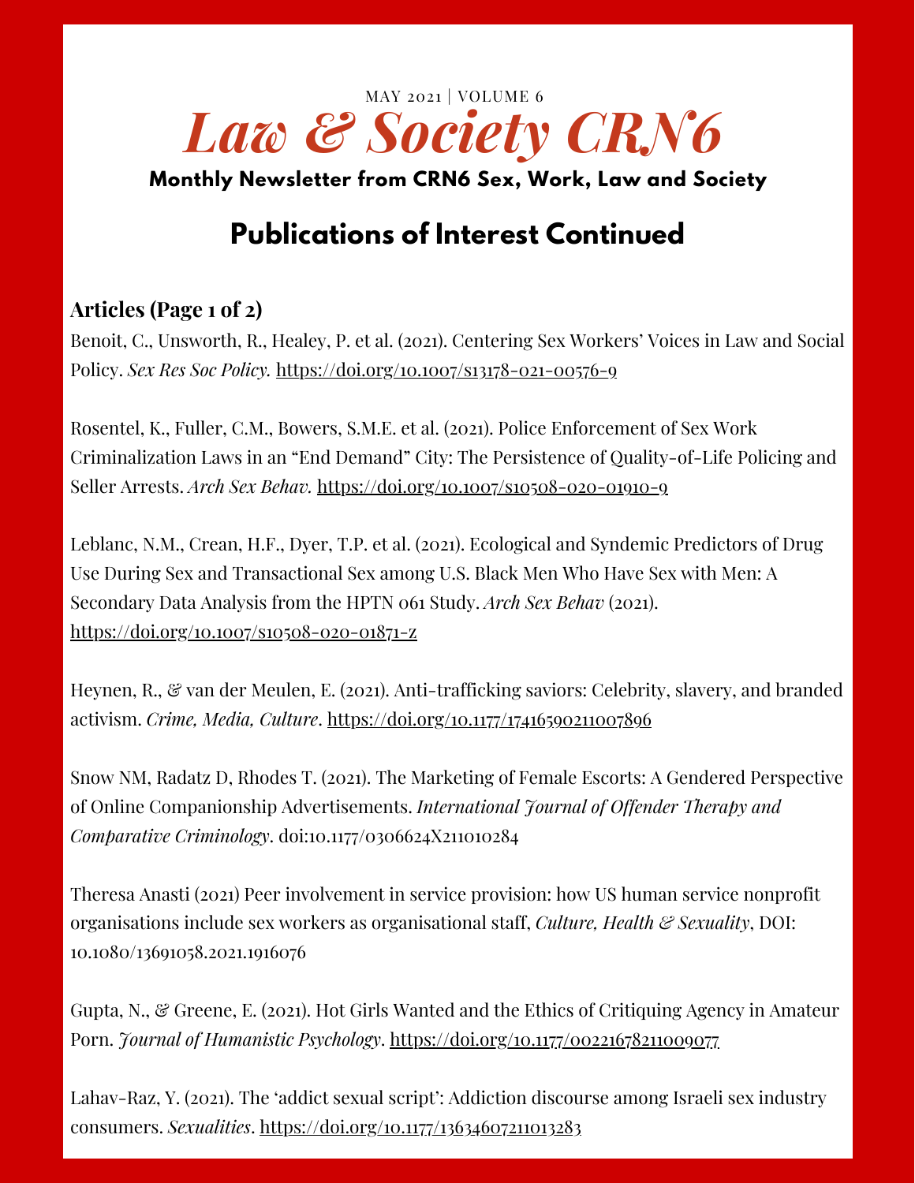# Publications of Interest Continued

### Articles (Page 1 of 2)

Benoit, C., Unsworth, R., Healey, P. et al. (2021). Centering Sex Workers' Voices in Law and Social Policy. *Sex Res Soc Policy.* https://doi.org/10.1007/s13178-021-00576-9

Rosentel, K., Fuller, C.M., Bowers, S.M.E. et al. (2021). Police Enforcement of Sex Work Criminalization Laws in an "End Demand" City: The Persistence of Quality-of-Life Policing and Seller Arrests. *Arch Sex Behav.* https://doi.org/10.1007/s10508-020-01910-9

Leblanc, N.M., Crean, H.F., Dyer, T.P. et al. (2021). Ecological and Syndemic Predictors of Drug Use During Sex and Transactional Sex among U.S. Black Men Who Have Sex with Men: A Secondary Data Analysis from the HPTN 061 Study. *Arch Sex Behav* (2021). https://doi.org/10.1007/s10508-020-01871-z

Heynen, R., & van der Meulen, E. (2021). Anti-trafficking saviors: Celebrity, slavery, and branded activism. *Crime, Media, Culture*. https://doi.org/10.1177/17416590211007896

Snow NM, Radatz D, Rhodes T. (2021). The Marketing of Female Escorts: A Gendered Perspective of Online Companionship Advertisements. *International Journal of Offender Therapy and Comparative Criminology*. doi:10.1177/0306624X211010284

Theresa Anasti (2021) Peer involvement in service provision: how US human service nonprofit organisations include sex workers as organisational staff, *Culture, Health & Sexuality*, DOI: 10.1080/13691058.2021.1916076

Gupta, N., & Greene, E. (2021). Hot Girls Wanted and the Ethics of Critiquing Agency in Amateur Porn. *Journal of Humanistic Psychology*. https://doi.org/10.1177/00221678211009077

Lahav-Raz, Y. (2021). The 'addict sexual script': Addiction discourse among Israeli sex industry consumers. *Sexualities*. https://doi.org/10.1177/13634607211013283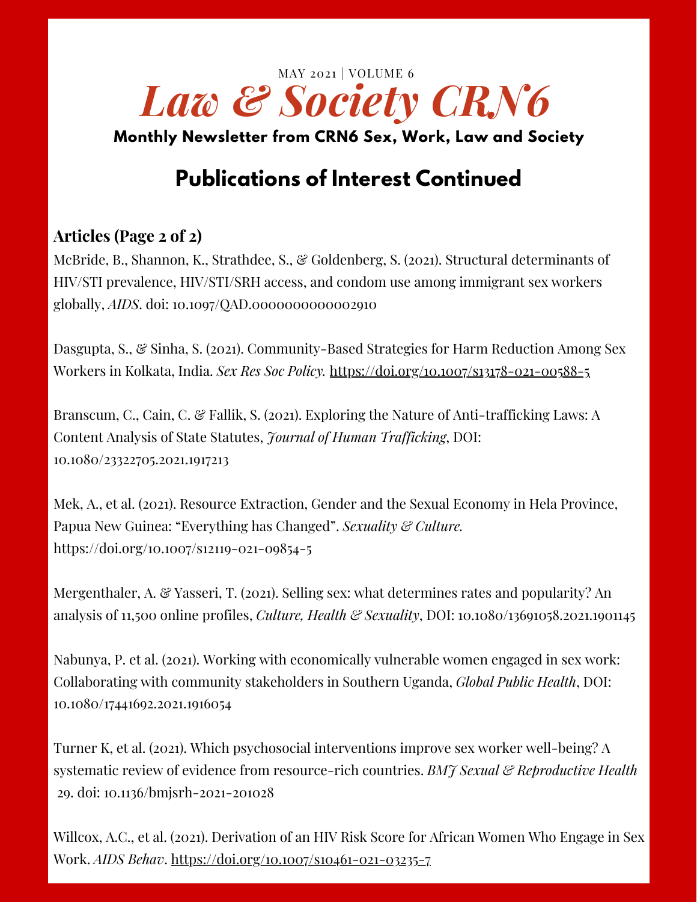MAY 2021 | VOLUME 6

# *Law & Society CRN6*

**Monthly Newsletter from CRN6 Sex, Work, Law and Society**

## Publications of Interest Continued

### Articles (Page 2 of 2)

McBride, B., Shannon, K., Strathdee, S., & Goldenberg, S. (2021). Structural determinants of HIV/STI prevalence, HIV/STI/SRH access, and condom use among immigrant sex workers globally, *AIDS*. doi: 10.1097/QAD.0000000000002910

Dasgupta, S., & Sinha, S. (2021). Community-Based Strategies for Harm Reduction Among Sex Workers in Kolkata, India. *Sex Res Soc Policy.* https://doi.org/10.1007/s13178-021-00588-5

Branscum, C., Cain, C. & Fallik, S. (2021). Exploring the Nature of Anti-trafficking Laws: A Content Analysis of State Statutes, *Journal of Human Trafficking*, DOI: 10.1080/23322705.2021.1917213

Mek, A., et al. (2021). Resource Extraction, Gender and the Sexual Economy in Hela Province, Papua New Guinea: "Everything has Changed". *Sexuality & Culture.* https://doi.org/10.1007/s12119-021-09854-5

Mergenthaler, A. & Yasseri, T. (2021). Selling sex: what determines rates and popularity? An analysis of 11,500 online profiles, *Culture, Health & Sexuality*, DOI: 10.1080/13691058.2021.1901145

Nabunya, P. et al. (2021). Working with economically vulnerable women engaged in sex work: Collaborating with community stakeholders in Southern Uganda, *Global Public Health*, DOI: 10.1080/17441692.2021.1916054

Turner K, et al. (2021). Which psychosocial interventions improve sex worker well-being? A systematic review of evidence from resource-rich countries. *BMJ Sexual & Reproductive Health* 29. doi: 10.1136/bmjsrh-2021-201028

Willcox, A.C., et al. (2021). Derivation of an HIV Risk Score for African Women Who Engage in Sex Work. *AIDS Behav*. https://doi.org/10.1007/s10461-021-03235-7